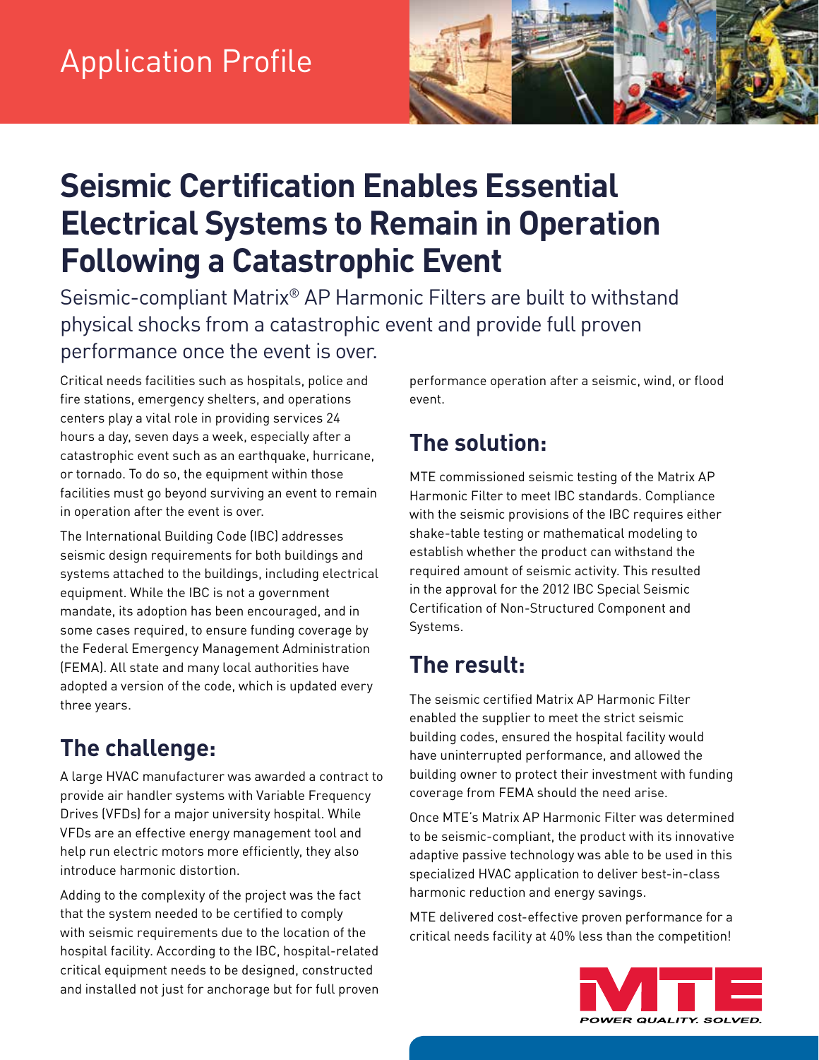Application Profile

# Seismic Certification Enables Essential Electrical Systems to Remain in Operation Following a Catastrophic Event

Seismic-compliant Matrix® AP Harmonic Filters are built to withstand physical shocks from a catastrophic event and provide full proven performance once the event is over.

Critical needs facilities such as hospitals, police and fire stations, emergency shelters, and operations centers play a vital role in providing services 24 hours a day, seven days a week, especially after a catastrophic event such as an earthquake, hurricane, or tornado. To do so, the equipment within those facilities must go beyond surviving an event to remain in operation after the event is over.

The International Building Code (IBC) addresses seismic design requirements for both buildings and systems attached to the buildings, including electrical equipment. While the IBC is not a government mandate, its adoption has been encouraged, and in some cases required, to ensure funding coverage by the Federal Emergency Management Administration (FEMA). All state and many local authorities have adopted a version of the code, which is updated every three years.

## The challenge:

A large HVAC manufacturer was awarded a contract to provide air handler systems with Variable Frequency Drives (VFDs) for a major university hospital. While VFDs are an effective energy management tool and help run electric motors more efficiently, they also introduce harmonic distortion.

Adding to the complexity of the project was the fact that the system needed to be certified to comply with seismic requirements due to the location of the hospital facility. According to the IBC, hospital-related critical equipment needs to be designed, constructed and installed not just for anchorage but for full proven performance operation after a seismic, wind, or flood event.

## The solution:

MTE commissioned seismic testing of the Matrix AP Harmonic Filter to meet IBC standards. Compliance with the seismic provisions of the IBC requires either shake-table testing or mathematical modeling to establish whether the product can withstand the required amount of seismic activity. This resulted in the approval for the 2012 IBC Special Seismic Certification of Non-Structured Component and Systems.

## The result:

The seismic certified Matrix AP Harmonic Filter enabled the supplier to meet the strict seismic building codes, ensured the hospital facility would have uninterrupted performance, and allowed the building owner to protect their investment with funding coverage from FEMA should the need arise.

Once MTE's Matrix AP Harmonic Filter was determined to be seismic-compliant, the product with its innovative adaptive passive technology was able to be used in this specialized HVAC application to deliver best-in-class harmonic reduction and energy savings.

MTE delivered cost-effective proven performance for a critical needs facility at 40% less than the competition!

MTE
POWER QUALITY. SOLVED.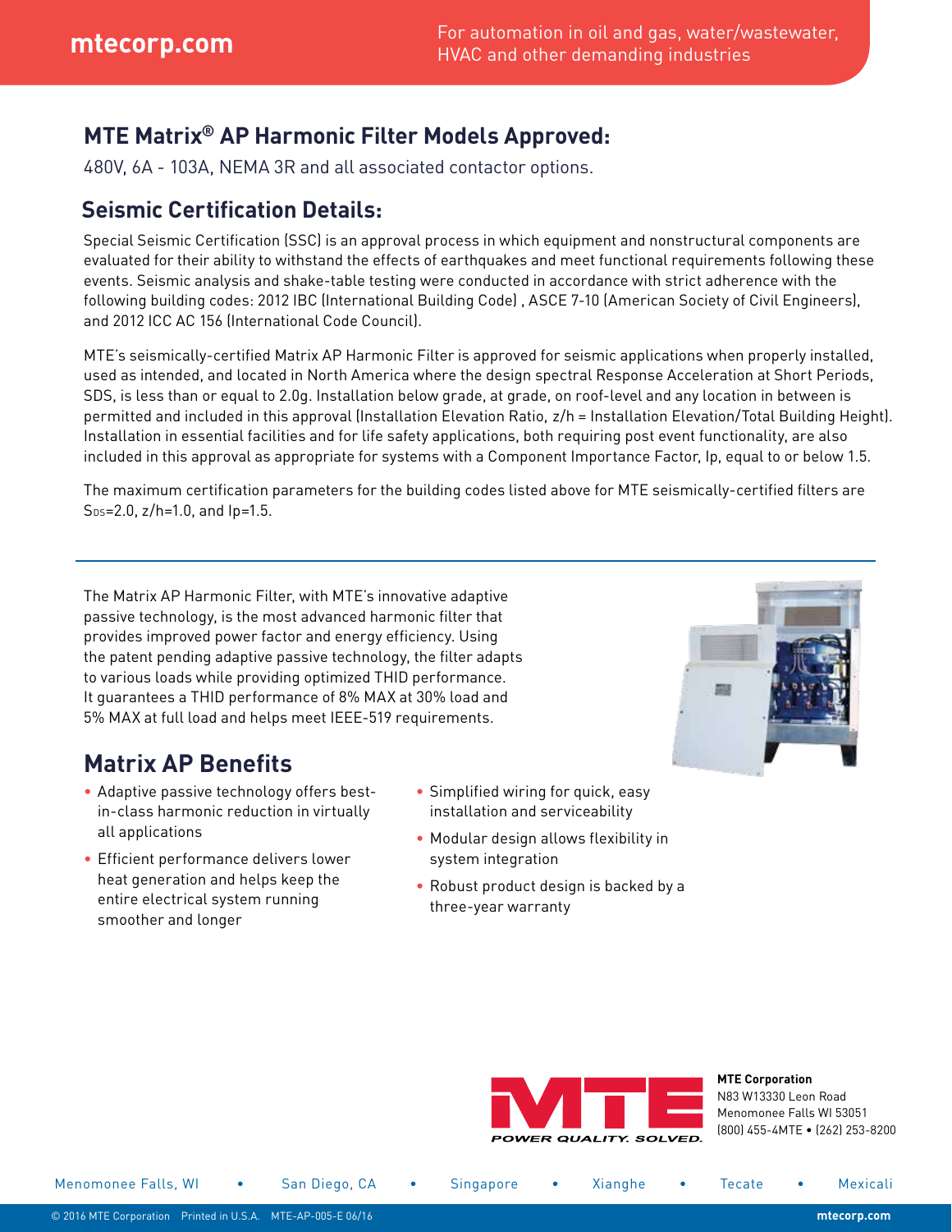## MTE Matrix® AP Harmonic Filter Models Approved:

480V, 6A - 103A, NEMA 3R and all associated contactor options.

## Seismic Certification Details:

Special Seismic Certification (SSC) is an approval process in which equipment and nonstructural components are evaluated for their ability to withstand the effects of earthquakes and meet functional requirements following these events. Seismic analysis and shake-table testing were conducted in accordance with strict adherence with the following building codes: 2012 IBC (International Building Code) , ASCE 7-10 (American Society of Civil Engineers), and 2012 ICC AC 156 (International Code Council).

MTE's seismically-certified Matrix AP Harmonic Filter is approved for seismic applications when properly installed, used as intended, and located in North America where the design spectral Response Acceleration at Short Periods, SDS, is less than or equal to 2.0g. Installation below grade, at grade, on roof-level and any location in between is permitted and included in this approval (Installation Elevation Ratio, z/h = Installation Elevation/Total Building Height). Installation in essential facilities and for life safety applications, both requiring post event functionality, are also included in this approval as appropriate for systems with a Component Importance Factor, Ip, equal to or below 1.5.

The maximum certification parameters for the building codes listed above for MTE seismically-certified filters are $S_{DS}$=2.0, z/h=1.0, and Ip=1.5.

---

The Matrix AP Harmonic Filter, with MTE's innovative adaptive passive technology, is the most advanced harmonic filter that provides improved power factor and energy efficiency. Using the patent pending adaptive passive technology, the filter adapts to various loads while providing optimized THID performance. It guarantees a THID performance of 8% MAX at 30% load and 5% MAX at full load and helps meet IEEE-519 requirements.

## Matrix AP Benefits

- Adaptive passive technology offers best-in-class harmonic reduction in virtually all applications
- Efficient performance delivers lower heat generation and helps keep the entire electrical system running smoother and longer
- Simplified wiring for quick, easy installation and serviceability
- Modular design allows flexibility in system integration
- Robust product design is backed by a three-year warranty

**MTE Corporation**
N83 W13330 Leon Road
Menomonee Falls WI 53051
(800) 455-4MTE • (262) 253-8200

POWER QUALITY. SOLVED.

Menomonee Falls, WI • San Diego, CA • Singapore • Xianghe • Tecate • Mexicali

© 2016 MTE Corporation Printed in U.S.A. MTE-AP-005-E 06/16